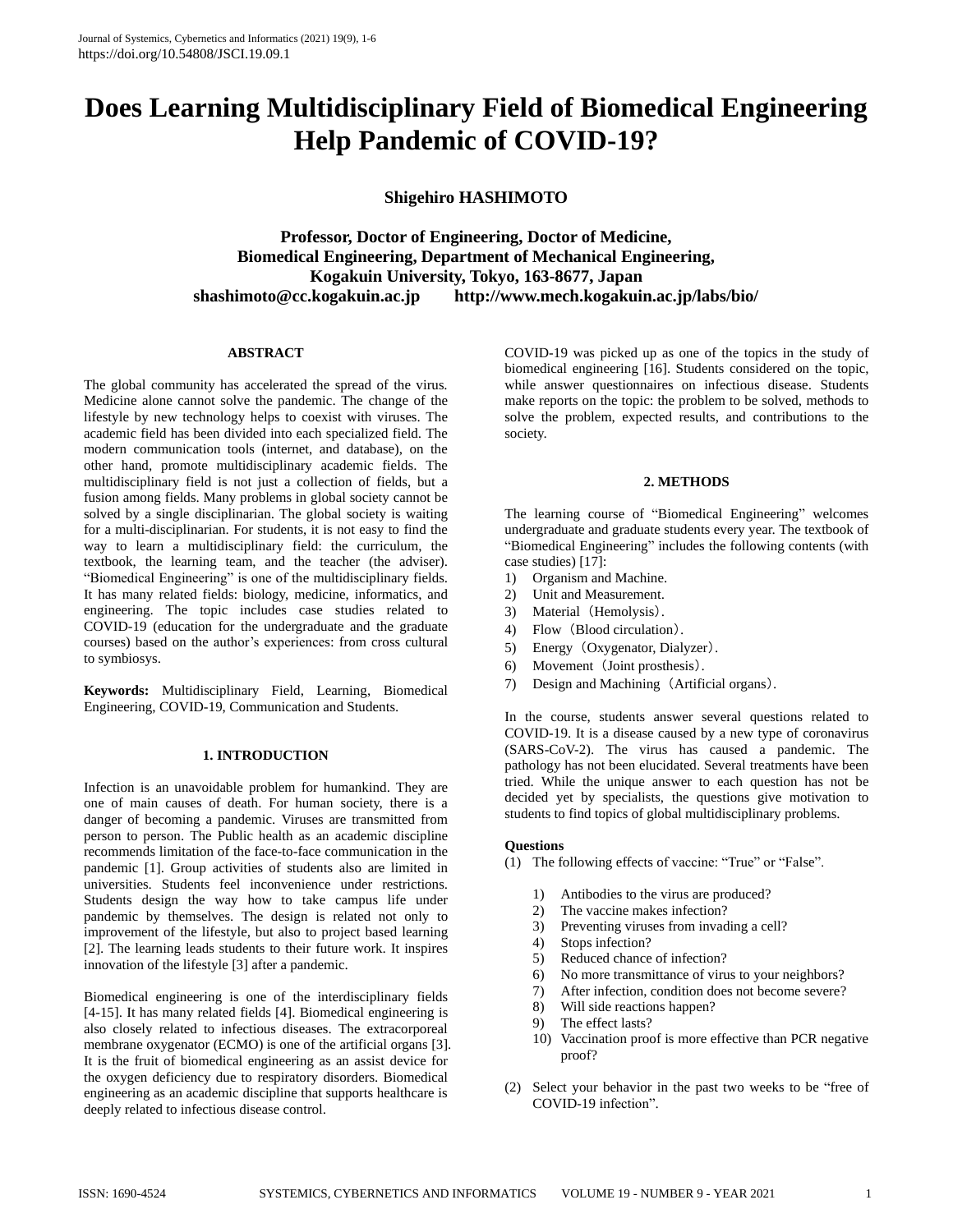# Does Learning Multidisciplinary Field of Biomedical Engineering Help Pandemic of COVID-19?

**Shigehiro HASHIMOTO**

**Professor, Doctor of Engineering, Doctor of Medicine,**
**Biomedical Engineering, Department of Mechanical Engineering,**
**Kogakuin University, Tokyo, 163-8677, Japan**
**shashimoto@cc.kogakuin.ac.jp http://www.mech.kogakuin.ac.jp/labs/bio/**

## ABSTRACT

The global community has accelerated the spread of the virus. Medicine alone cannot solve the pandemic. The change of the lifestyle by new technology helps to coexist with viruses. The academic field has been divided into each specialized field. The modern communication tools (internet, and database), on the other hand, promote multidisciplinary academic fields. The multidisciplinary field is not just a collection of fields, but a fusion among fields. Many problems in global society cannot be solved by a single disciplinarian. The global society is waiting for a multi-disciplinarian. For students, it is not easy to find the way to learn a multidisciplinary field: the curriculum, the textbook, the learning team, and the teacher (the adviser). "Biomedical Engineering" is one of the multidisciplinary fields. It has many related fields: biology, medicine, informatics, and engineering. The topic includes case studies related to COVID-19 (education for the undergraduate and the graduate courses) based on the author's experiences: from cross cultural to symbiosys.

**Keywords:** Multidisciplinary Field, Learning, Biomedical Engineering, COVID-19, Communication and Students.

## 1. INTRODUCTION

Infection is an unavoidable problem for humankind. They are one of main causes of death. For human society, there is a danger of becoming a pandemic. Viruses are transmitted from person to person. The Public health as an academic discipline recommends limitation of the face-to-face communication in the pandemic [1]. Group activities of students also are limited in universities. Students feel inconvenience under restrictions. Students design the way how to take campus life under pandemic by themselves. The design is related not only to improvement of the lifestyle, but also to project based learning [2]. The learning leads students to their future work. It inspires innovation of the lifestyle [3] after a pandemic.

Biomedical engineering is one of the interdisciplinary fields [4-15]. It has many related fields [4]. Biomedical engineering is also closely related to infectious diseases. The extracorporeal membrane oxygenator (ECMO) is one of the artificial organs [3]. It is the fruit of biomedical engineering as an assist device for the oxygen deficiency due to respiratory disorders. Biomedical engineering as an academic discipline that supports healthcare is deeply related to infectious disease control.

COVID-19 was picked up as one of the topics in the study of biomedical engineering [16]. Students considered on the topic, while answer questionnaires on infectious disease. Students make reports on the topic: the problem to be solved, methods to solve the problem, expected results, and contributions to the society.

## 2. METHODS

The learning course of "Biomedical Engineering" welcomes undergraduate and graduate students every year. The textbook of "Biomedical Engineering" includes the following contents (with case studies) [17]:

1) Organism and Machine.
2) Unit and Measurement.
3) Material（Hemolysis）.
4) Flow（Blood circulation）.
5) Energy（Oxygenator, Dialyzer）.
6) Movement（Joint prosthesis）.
7) Design and Machining（Artificial organs）.

In the course, students answer several questions related to COVID-19. It is a disease caused by a new type of coronavirus (SARS-CoV-2). The virus has caused a pandemic. The pathology has not been elucidated. Several treatments have been tried. While the unique answer to each question has not be decided yet by specialists, the questions give motivation to students to find topics of global multidisciplinary problems.

**Questions**

(1) The following effects of vaccine: "True" or "False".

   1) Antibodies to the virus are produced?
   2) The vaccine makes infection?
   3) Preventing viruses from invading a cell?
   4) Stops infection?
   5) Reduced chance of infection?
   6) No more transmittance of virus to your neighbors?
   7) After infection, condition does not become severe?
   8) Will side reactions happen?
   9) The effect lasts?
   10) Vaccination proof is more effective than PCR negative proof?

(2) Select your behavior in the past two weeks to be "free of COVID-19 infection".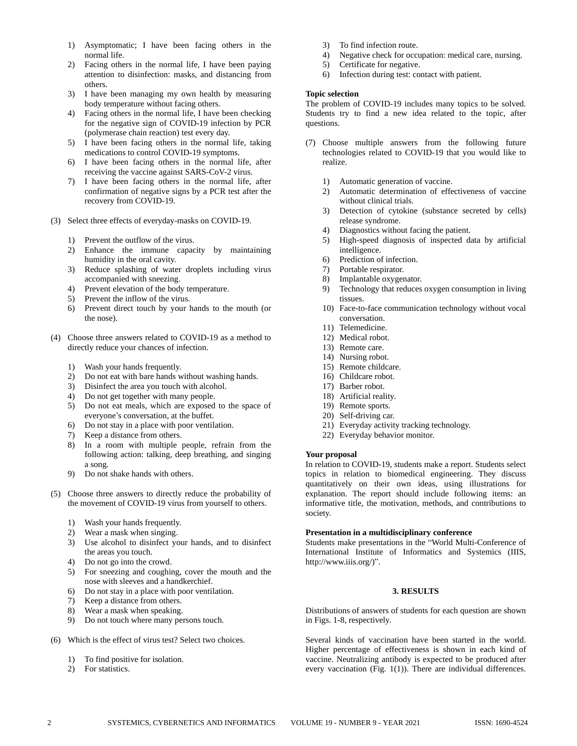1) Asymptomatic; I have been facing others in the normal life.
2) Facing others in the normal life, I have been paying attention to disinfection: masks, and distancing from others.
3) I have been managing my own health by measuring body temperature without facing others.
4) Facing others in the normal life, I have been checking for the negative sign of COVID-19 infection by PCR (polymerase chain reaction) test every day.
5) I have been facing others in the normal life, taking medications to control COVID-19 symptoms.
6) I have been facing others in the normal life, after receiving the vaccine against SARS-CoV-2 virus.
7) I have been facing others in the normal life, after confirmation of negative signs by a PCR test after the recovery from COVID-19.

(3) Select three effects of everyday-masks on COVID-19.

1) Prevent the outflow of the virus.
2) Enhance the immune capacity by maintaining humidity in the oral cavity.
3) Reduce splashing of water droplets including virus accompanied with sneezing.
4) Prevent elevation of the body temperature.
5) Prevent the inflow of the virus.
6) Prevent direct touch by your hands to the mouth (or the nose).

(4) Choose three answers related to COVID-19 as a method to directly reduce your chances of infection.

1) Wash your hands frequently.
2) Do not eat with bare hands without washing hands.
3) Disinfect the area you touch with alcohol.
4) Do not get together with many people.
5) Do not eat meals, which are exposed to the space of everyone's conversation, at the buffet.
6) Do not stay in a place with poor ventilation.
7) Keep a distance from others.
8) In a room with multiple people, refrain from the following action: talking, deep breathing, and singing a song.
9) Do not shake hands with others.

(5) Choose three answers to directly reduce the probability of the movement of COVID-19 virus from yourself to others.

1) Wash your hands frequently.
2) Wear a mask when singing.
3) Use alcohol to disinfect your hands, and to disinfect the areas you touch.
4) Do not go into the crowd.
5) For sneezing and coughing, cover the mouth and the nose with sleeves and a handkerchief.
6) Do not stay in a place with poor ventilation.
7) Keep a distance from others.
8) Wear a mask when speaking.
9) Do not touch where many persons touch.

(6) Which is the effect of virus test? Select two choices.

1) To find positive for isolation.
2) For statistics.
3) To find infection route.
4) Negative check for occupation: medical care, nursing.
5) Certificate for negative.
6) Infection during test: contact with patient.

**Topic selection**

The problem of COVID-19 includes many topics to be solved. Students try to find a new idea related to the topic, after questions.

(7) Choose multiple answers from the following future technologies related to COVID-19 that you would like to realize.

1) Automatic generation of vaccine.
2) Automatic determination of effectiveness of vaccine without clinical trials.
3) Detection of cytokine (substance secreted by cells) release syndrome.
4) Diagnostics without facing the patient.
5) High-speed diagnosis of inspected data by artificial intelligence.
6) Prediction of infection.
7) Portable respirator.
8) Implantable oxygenator.
9) Technology that reduces oxygen consumption in living tissues.
10) Face-to-face communication technology without vocal conversation.
11) Telemedicine.
12) Medical robot.
13) Remote care.
14) Nursing robot.
15) Remote childcare.
16) Childcare robot.
17) Barber robot.
18) Artificial reality.
19) Remote sports.
20) Self-driving car.
21) Everyday activity tracking technology.
22) Everyday behavior monitor.

**Your proposal**

In relation to COVID-19, students make a report. Students select topics in relation to biomedical engineering. They discuss quantitatively on their own ideas, using illustrations for explanation. The report should include following items: an informative title, the motivation, methods, and contributions to society.

**Presentation in a multidisciplinary conference**

Students make presentations in the "World Multi-Conference of International Institute of Informatics and Systemics (IIIS, http://www.iiis.org/)".

## 3. RESULTS

Distributions of answers of students for each question are shown in Figs. 1-8, respectively.

Several kinds of vaccination have been started in the world. Higher percentage of effectiveness is shown in each kind of vaccine. Neutralizing antibody is expected to be produced after every vaccination (Fig. 1(1)). There are individual differences.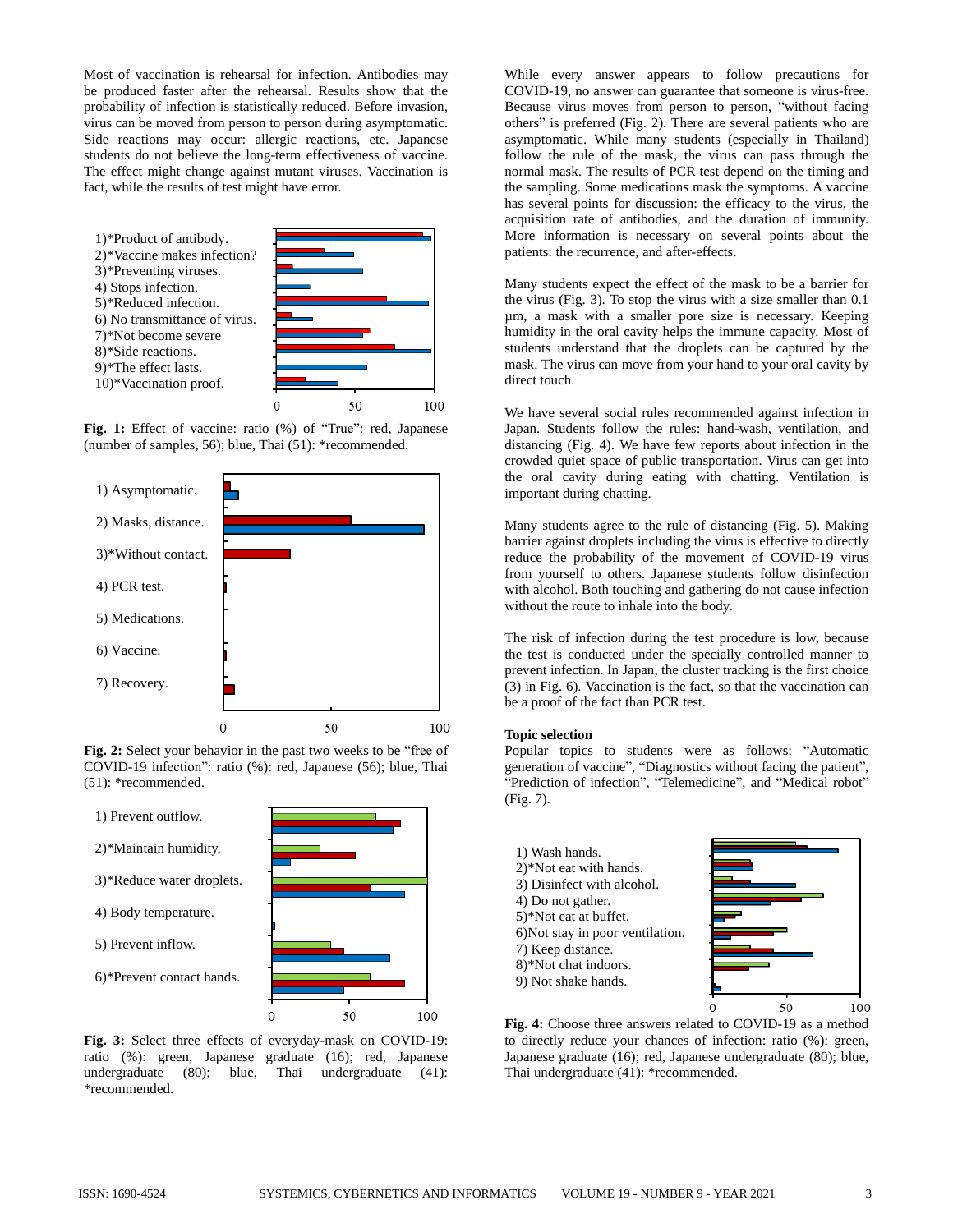Most of vaccination is rehearsal for infection. Antibodies may be produced faster after the rehearsal. Results show that the probability of infection is statistically reduced. Before invasion, virus can be moved from person to person during asymptomatic. Side reactions may occur: allergic reactions, etc. Japanese students do not believe the long-term effectiveness of vaccine. The effect might change against mutant viruses. Vaccination is fact, while the results of test might have error.

1)*Product of antibody.
2)*Vaccine makes infection?
3)*Preventing viruses.
4) Stops infection.
5)*Reduced infection.
6) No transmittance of virus.
7)*Not become severe
8)*Side reactions.
9)*The effect lasts.
10)*Vaccination proof.

**Fig. 1:** Effect of vaccine: ratio (%) of "True": red, Japanese (number of samples, 56); blue, Thai (51): *recommended.

1) Asymptomatic.
2) Masks, distance.
3)*Without contact.
4) PCR test.
5) Medications.
6) Vaccine.
7) Recovery.

**Fig. 2:** Select your behavior in the past two weeks to be "free of COVID-19 infection": ratio (%): red, Japanese (56); blue, Thai (51): *recommended.

1) Prevent outflow.
2)*Maintain humidity.
3)*Reduce water droplets.
4) Body temperature.
5) Prevent inflow.
6)*Prevent contact hands.

**Fig. 3:** Select three effects of everyday-mask on COVID-19: ratio (%): green, Japanese graduate (16); red, Japanese undergraduate (80); blue, Thai undergraduate (41): *recommended.

While every answer appears to follow precautions for COVID-19, no answer can guarantee that someone is virus-free. Because virus moves from person to person, "without facing others" is preferred (Fig. 2). There are several patients who are asymptomatic. While many students (especially in Thailand) follow the rule of the mask, the virus can pass through the normal mask. The results of PCR test depend on the timing and the sampling. Some medications mask the symptoms. A vaccine has several points for discussion: the efficacy to the virus, the acquisition rate of antibodies, and the duration of immunity. More information is necessary on several points about the patients: the recurrence, and after-effects.

Many students expect the effect of the mask to be a barrier for the virus (Fig. 3). To stop the virus with a size smaller than 0.1 μm, a mask with a smaller pore size is necessary. Keeping humidity in the oral cavity helps the immune capacity. Most of students understand that the droplets can be captured by the mask. The virus can move from your hand to your oral cavity by direct touch.

We have several social rules recommended against infection in Japan. Students follow the rules: hand-wash, ventilation, and distancing (Fig. 4). We have few reports about infection in the crowded quiet space of public transportation. Virus can get into the oral cavity during eating with chatting. Ventilation is important during chatting.

Many students agree to the rule of distancing (Fig. 5). Making barrier against droplets including the virus is effective to directly reduce the probability of the movement of COVID-19 virus from yourself to others. Japanese students follow disinfection with alcohol. Both touching and gathering do not cause infection without the route to inhale into the body.

The risk of infection during the test procedure is low, because the test is conducted under the specially controlled manner to prevent infection. In Japan, the cluster tracking is the first choice (3) in Fig. 6). Vaccination is the fact, so that the vaccination can be a proof of the fact than PCR test.

### Topic selection

Popular topics to students were as follows: "Automatic generation of vaccine", "Diagnostics without facing the patient", "Prediction of infection", "Telemedicine", and "Medical robot" (Fig. 7).

1) Wash hands.
2)*Not eat with hands.
3) Disinfect with alcohol.
4) Do not gather.
5)*Not eat at buffet.
6)Not stay in poor ventilation.
7) Keep distance.
8)*Not chat indoors.
9) Not shake hands.

**Fig. 4:** Choose three answers related to COVID-19 as a method to directly reduce your chances of infection: ratio (%): green, Japanese graduate (16); red, Japanese undergraduate (80); blue, Thai undergraduate (41): *recommended.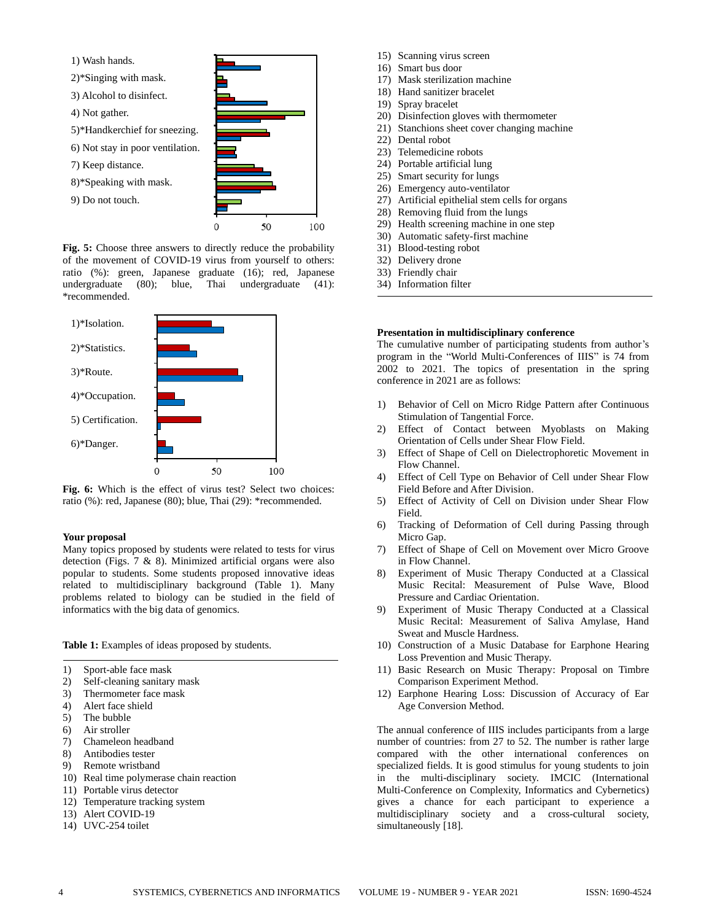1) Wash hands.
2)*Singing with mask.
3) Alcohol to disinfect.
4) Not gather.
5)*Handkerchief for sneezing.
6) Not stay in poor ventilation.
7) Keep distance.
8)*Speaking with mask.
9) Do not touch.

**Fig. 5:** Choose three answers to directly reduce the probability of the movement of COVID-19 virus from yourself to others: ratio (%): green, Japanese graduate (16); red, Japanese undergraduate (80); blue, Thai undergraduate (41): *recommended.

1)*Isolation.
2)*Statistics.
3)*Route.
4)*Occupation.
5) Certification.
6)*Danger.

**Fig. 6:** Which is the effect of virus test? Select two choices: ratio (%): red, Japanese (80); blue, Thai (29): *recommended.

**Your proposal**

Many topics proposed by students were related to tests for virus detection (Figs. 7 & 8). Minimized artificial organs were also popular to students. Some students proposed innovative ideas related to multidisciplinary background (Table 1). Many problems related to biology can be studied in the field of informatics with the big data of genomics.

**Table 1:** Examples of ideas proposed by students.

1) Sport-able face mask
2) Self-cleaning sanitary mask
3) Thermometer face mask
4) Alert face shield
5) The bubble
6) Air stroller
7) Chameleon headband
8) Antibodies tester
9) Remote wristband
10) Real time polymerase chain reaction
11) Portable virus detector
12) Temperature tracking system
13) Alert COVID-19
14) UVC-254 toilet
15) Scanning virus screen
16) Smart bus door
17) Mask sterilization machine
18) Hand sanitizer bracelet
19) Spray bracelet
20) Disinfection gloves with thermometer
21) Stanchions sheet cover changing machine
22) Dental robot
23) Telemedicine robots
24) Portable artificial lung
25) Smart security for lungs
26) Emergency auto-ventilator
27) Artificial epithelial stem cells for organs
28) Removing fluid from the lungs
29) Health screening machine in one step
30) Automatic safety-first machine
31) Blood-testing robot
32) Delivery drone
33) Friendly chair
34) Information filter

**Presentation in multidisciplinary conference**

The cumulative number of participating students from author's program in the "World Multi-Conferences of IIIS" is 74 from 2002 to 2021. The topics of presentation in the spring conference in 2021 are as follows:

1) Behavior of Cell on Micro Ridge Pattern after Continuous Stimulation of Tangential Force.
2) Effect of Contact between Myoblasts on Making Orientation of Cells under Shear Flow Field.
3) Effect of Shape of Cell on Dielectrophoretic Movement in Flow Channel.
4) Effect of Cell Type on Behavior of Cell under Shear Flow Field Before and After Division.
5) Effect of Activity of Cell on Division under Shear Flow Field.
6) Tracking of Deformation of Cell during Passing through Micro Gap.
7) Effect of Shape of Cell on Movement over Micro Groove in Flow Channel.
8) Experiment of Music Therapy Conducted at a Classical Music Recital: Measurement of Pulse Wave, Blood Pressure and Cardiac Orientation.
9) Experiment of Music Therapy Conducted at a Classical Music Recital: Measurement of Saliva Amylase, Hand Sweat and Muscle Hardness.
10) Construction of a Music Database for Earphone Hearing Loss Prevention and Music Therapy.
11) Basic Research on Music Therapy: Proposal on Timbre Comparison Experiment Method.
12) Earphone Hearing Loss: Discussion of Accuracy of Ear Age Conversion Method.

The annual conference of IIIS includes participants from a large number of countries: from 27 to 52. The number is rather large compared with the other international conferences on specialized fields. It is good stimulus for young students to join in the multi-disciplinary society. IMCIC (International Multi-Conference on Complexity, Informatics and Cybernetics) gives a chance for each participant to experience a multidisciplinary society and a cross-cultural society, simultaneously [18].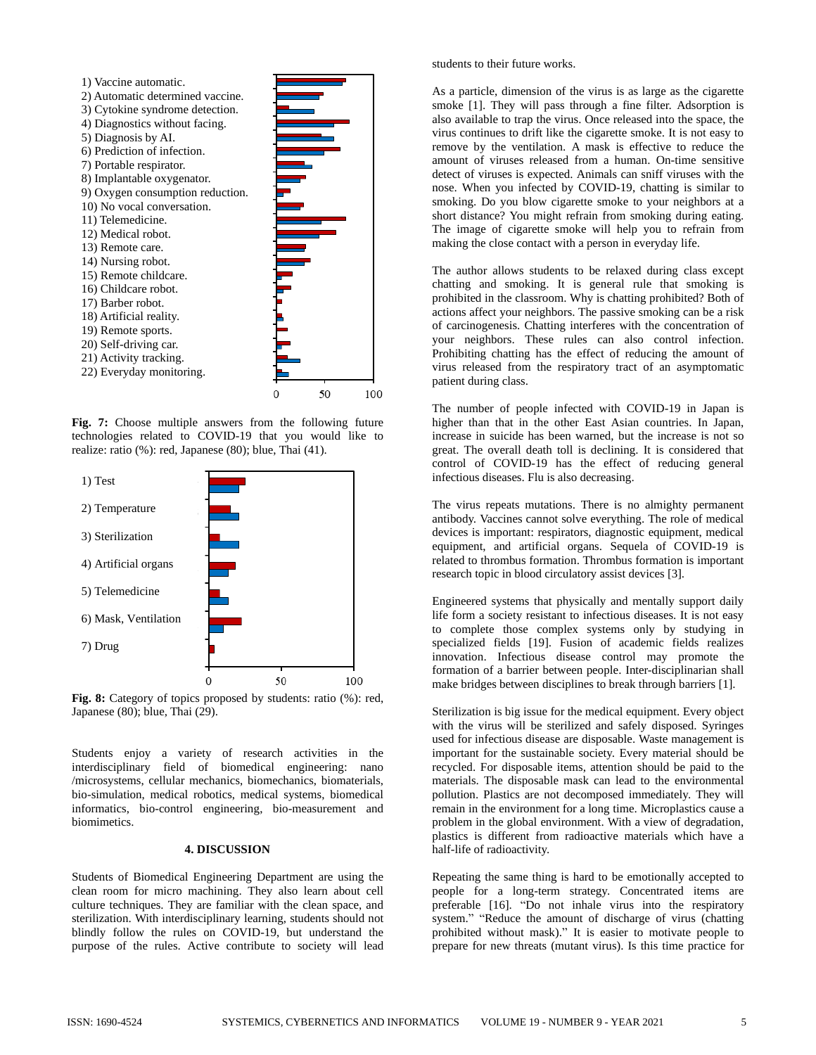1) Vaccine automatic.
2) Automatic determined vaccine.
3) Cytokine syndrome detection.
4) Diagnostics without facing.
5) Diagnosis by AI.
6) Prediction of infection.
7) Portable respirator.
8) Implantable oxygenator.
9) Oxygen consumption reduction.
10) No vocal conversation.
11) Telemedicine.
12) Medical robot.
13) Remote care.
14) Nursing robot.
15) Remote childcare.
16) Childcare robot.
17) Barber robot.
18) Artificial reality.
19) Remote sports.
20) Self-driving car.
21) Activity tracking.
22) Everyday monitoring.

**Fig. 7:** Choose multiple answers from the following future technologies related to COVID-19 that you would like to realize: ratio (%): red, Japanese (80); blue, Thai (41).

1) Test
2) Temperature
3) Sterilization
4) Artificial organs
5) Telemedicine
6) Mask, Ventilation
7) Drug

**Fig. 8:** Category of topics proposed by students: ratio (%): red, Japanese (80); blue, Thai (29).

Students enjoy a variety of research activities in the interdisciplinary field of biomedical engineering: nano /microsystems, cellular mechanics, biomechanics, biomaterials, bio-simulation, medical robotics, medical systems, biomedical informatics, bio-control engineering, bio-measurement and biomimetics.

## 4. DISCUSSION

Students of Biomedical Engineering Department are using the clean room for micro machining. They also learn about cell culture techniques. They are familiar with the clean space, and sterilization. With interdisciplinary learning, students should not blindly follow the rules on COVID-19, but understand the purpose of the rules. Active contribute to society will lead students to their future works.

As a particle, dimension of the virus is as large as the cigarette smoke [1]. They will pass through a fine filter. Adsorption is also available to trap the virus. Once released into the space, the virus continues to drift like the cigarette smoke. It is not easy to remove by the ventilation. A mask is effective to reduce the amount of viruses released from a human. On-time sensitive detect of viruses is expected. Animals can sniff viruses with the nose. When you infected by COVID-19, chatting is similar to smoking. Do you blow cigarette smoke to your neighbors at a short distance? You might refrain from smoking during eating. The image of cigarette smoke will help you to refrain from making the close contact with a person in everyday life.

The author allows students to be relaxed during class except chatting and smoking. It is general rule that smoking is prohibited in the classroom. Why is chatting prohibited? Both of actions affect your neighbors. The passive smoking can be a risk of carcinogenesis. Chatting interferes with the concentration of your neighbors. These rules can also control infection. Prohibiting chatting has the effect of reducing the amount of virus released from the respiratory tract of an asymptomatic patient during class.

The number of people infected with COVID-19 in Japan is higher than that in the other East Asian countries. In Japan, increase in suicide has been warned, but the increase is not so great. The overall death toll is declining. It is considered that control of COVID-19 has the effect of reducing general infectious diseases. Flu is also decreasing.

The virus repeats mutations. There is no almighty permanent antibody. Vaccines cannot solve everything. The role of medical devices is important: respirators, diagnostic equipment, medical equipment, and artificial organs. Sequela of COVID-19 is related to thrombus formation. Thrombus formation is important research topic in blood circulatory assist devices [3].

Engineered systems that physically and mentally support daily life form a society resistant to infectious diseases. It is not easy to complete those complex systems only by studying in specialized fields [19]. Fusion of academic fields realizes innovation. Infectious disease control may promote the formation of a barrier between people. Inter-disciplinarian shall make bridges between disciplines to break through barriers [1].

Sterilization is big issue for the medical equipment. Every object with the virus will be sterilized and safely disposed. Syringes used for infectious disease are disposable. Waste management is important for the sustainable society. Every material should be recycled. For disposable items, attention should be paid to the materials. The disposable mask can lead to the environmental pollution. Plastics are not decomposed immediately. They will remain in the environment for a long time. Microplastics cause a problem in the global environment. With a view of degradation, plastics is different from radioactive materials which have a half-life of radioactivity.

Repeating the same thing is hard to be emotionally accepted to people for a long-term strategy. Concentrated items are preferable [16]. "Do not inhale virus into the respiratory system." "Reduce the amount of discharge of virus (chatting prohibited without mask)." It is easier to motivate people to prepare for new threats (mutant virus). Is this time practice for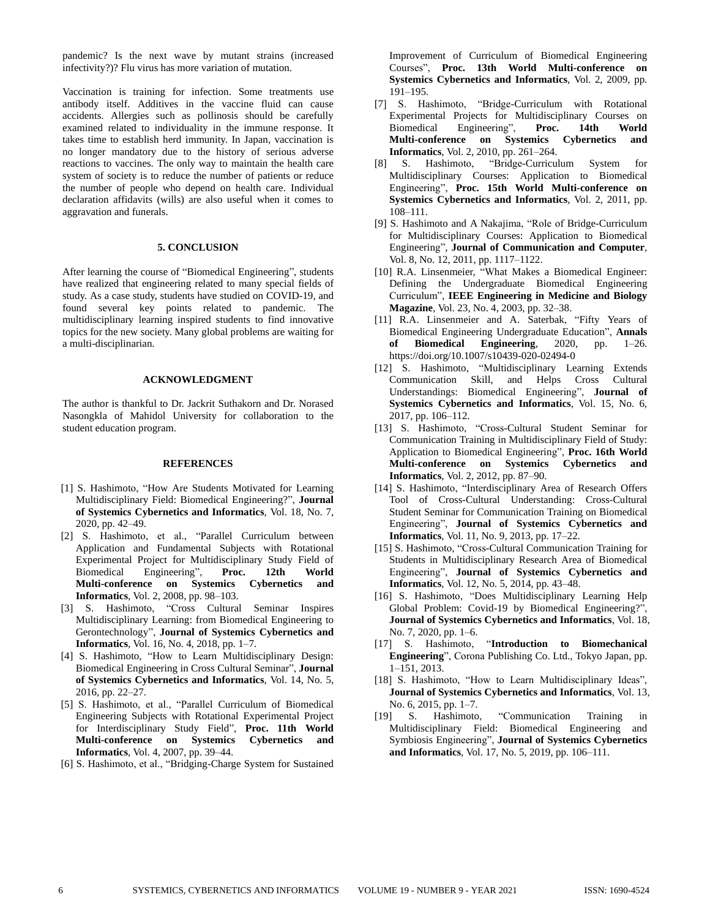pandemic? Is the next wave by mutant strains (increased infectivity?)? Flu virus has more variation of mutation.

Vaccination is training for infection. Some treatments use antibody itself. Additives in the vaccine fluid can cause accidents. Allergies such as pollinosis should be carefully examined related to individuality in the immune response. It takes time to establish herd immunity. In Japan, vaccination is no longer mandatory due to the history of serious adverse reactions to vaccines. The only way to maintain the health care system of society is to reduce the number of patients or reduce the number of people who depend on health care. Individual declaration affidavits (wills) are also useful when it comes to aggravation and funerals.

## 5. CONCLUSION

After learning the course of "Biomedical Engineering", students have realized that engineering related to many special fields of study. As a case study, students have studied on COVID-19, and found several key points related to pandemic. The multidisciplinary learning inspired students to find innovative topics for the new society. Many global problems are waiting for a multi-disciplinarian.

## ACKNOWLEDGMENT

The author is thankful to Dr. Jackrit Suthakorn and Dr. Norased Nasongkla of Mahidol University for collaboration to the student education program.

## REFERENCES

[1] S. Hashimoto, "How Are Students Motivated for Learning Multidisciplinary Field: Biomedical Engineering?", **Journal of Systemics Cybernetics and Informatics**, Vol. 18, No. 7, 2020, pp. 42–49.

[2] S. Hashimoto, et al., "Parallel Curriculum between Application and Fundamental Subjects with Rotational Experimental Project for Multidisciplinary Study Field of Biomedical Engineering", **Proc. 12th World Multi-conference on Systemics Cybernetics and Informatics**, Vol. 2, 2008, pp. 98–103.

[3] S. Hashimoto, "Cross Cultural Seminar Inspires Multidisciplinary Learning: from Biomedical Engineering to Gerontechnology", **Journal of Systemics Cybernetics and Informatics**, Vol. 16, No. 4, 2018, pp. 1–7.

[4] S. Hashimoto, "How to Learn Multidisciplinary Design: Biomedical Engineering in Cross Cultural Seminar", **Journal of Systemics Cybernetics and Informatics**, Vol. 14, No. 5, 2016, pp. 22–27.

[5] S. Hashimoto, et al., "Parallel Curriculum of Biomedical Engineering Subjects with Rotational Experimental Project for Interdisciplinary Study Field", **Proc. 11th World Multi-conference on Systemics Cybernetics and Informatics**, Vol. 4, 2007, pp. 39–44.

[6] S. Hashimoto, et al., "Bridging-Charge System for Sustained Improvement of Curriculum of Biomedical Engineering Courses", **Proc. 13th World Multi-conference on Systemics Cybernetics and Informatics**, Vol. 2, 2009, pp. 191–195.

[7] S. Hashimoto, "Bridge-Curriculum with Rotational Experimental Projects for Multidisciplinary Courses on Biomedical Engineering", **Proc. 14th World Multi-conference on Systemics Cybernetics and Informatics**, Vol. 2, 2010, pp. 261–264.

[8] S. Hashimoto, "Bridge-Curriculum System for Multidisciplinary Courses: Application to Biomedical Engineering", **Proc. 15th World Multi-conference on Systemics Cybernetics and Informatics**, Vol. 2, 2011, pp. 108–111.

[9] S. Hashimoto and A Nakajima, "Role of Bridge-Curriculum for Multidisciplinary Courses: Application to Biomedical Engineering", **Journal of Communication and Computer**, Vol. 8, No. 12, 2011, pp. 1117–1122.

[10] R.A. Linsenmeier, "What Makes a Biomedical Engineer: Defining the Undergraduate Biomedical Engineering Curriculum", **IEEE Engineering in Medicine and Biology Magazine**, Vol. 23, No. 4, 2003, pp. 32–38.

[11] R.A. Linsenmeier and A. Saterbak, "Fifty Years of Biomedical Engineering Undergraduate Education", **Annals of Biomedical Engineering**, 2020, pp. 1–26. https://doi.org/10.1007/s10439-020-02494-0

[12] S. Hashimoto, "Multidisciplinary Learning Extends Communication Skill, and Helps Cross Cultural Understandings: Biomedical Engineering", **Journal of Systemics Cybernetics and Informatics**, Vol. 15, No. 6, 2017, pp. 106–112.

[13] S. Hashimoto, "Cross-Cultural Student Seminar for Communication Training in Multidisciplinary Field of Study: Application to Biomedical Engineering", **Proc. 16th World Multi-conference on Systemics Cybernetics and Informatics**, Vol. 2, 2012, pp. 87–90.

[14] S. Hashimoto, "Interdisciplinary Area of Research Offers Tool of Cross-Cultural Understanding: Cross-Cultural Student Seminar for Communication Training on Biomedical Engineering", **Journal of Systemics Cybernetics and Informatics**, Vol. 11, No. 9, 2013, pp. 17–22.

[15] S. Hashimoto, "Cross-Cultural Communication Training for Students in Multidisciplinary Research Area of Biomedical Engineering", **Journal of Systemics Cybernetics and Informatics**, Vol. 12, No. 5, 2014, pp. 43–48.

[16] S. Hashimoto, "Does Multidisciplinary Learning Help Global Problem: Covid-19 by Biomedical Engineering?", **Journal of Systemics Cybernetics and Informatics**, Vol. 18, No. 7, 2020, pp. 1–6.

[17] S. Hashimoto, "**Introduction to Biomechanical Engineering**", Corona Publishing Co. Ltd., Tokyo Japan, pp. 1–151, 2013.

[18] S. Hashimoto, "How to Learn Multidisciplinary Ideas", **Journal of Systemics Cybernetics and Informatics**, Vol. 13, No. 6, 2015, pp. 1–7.

[19] S. Hashimoto, "Communication Training in Multidisciplinary Field: Biomedical Engineering and Symbiosis Engineering", **Journal of Systemics Cybernetics and Informatics**, Vol. 17, No. 5, 2019, pp. 106–111.